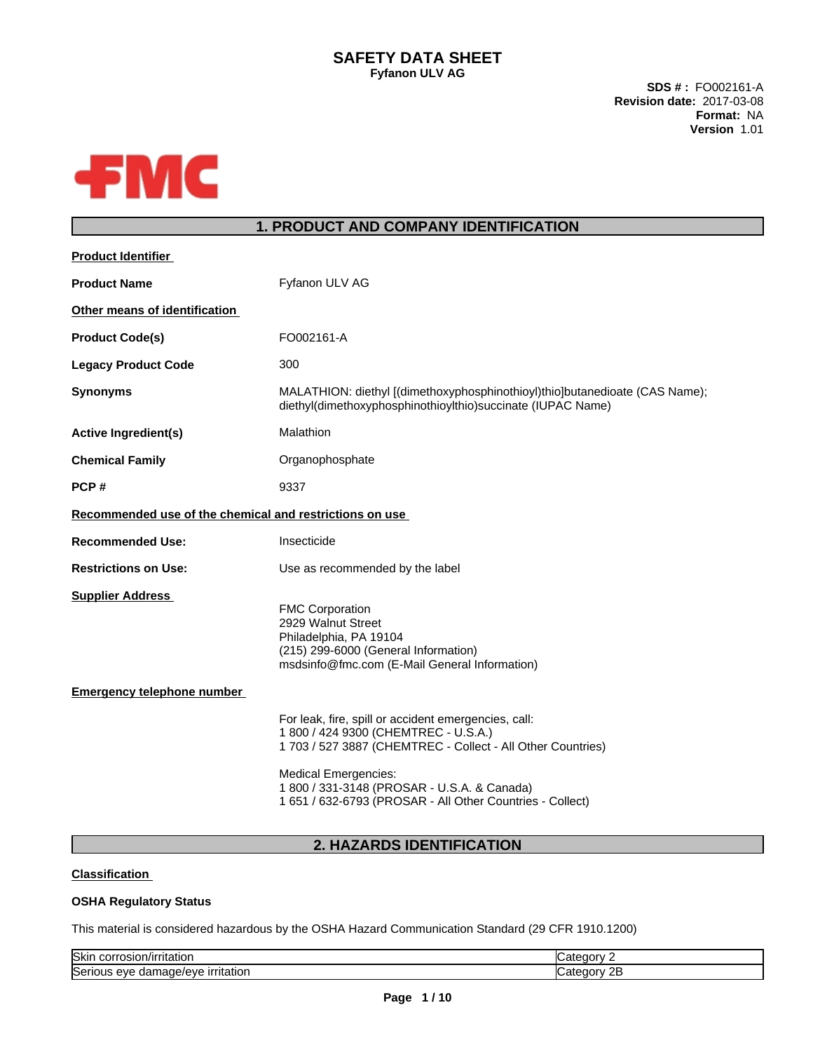# SAFETY DATA SHEET

**Fyfanon ULV AG**

**SDS # :** FO002161-A
**Revision date:** 2017-03-08
**Format:** NA
**Version** 1.01

FMC

## 1. PRODUCT AND COMPANY IDENTIFICATION

**Product Identifier**

| | |
|---|---|
| **Product Name** | Fyfanon ULV AG |

**Other means of identification**

| | |
|---|---|
| **Product Code(s)** | FO002161-A |
| **Legacy Product Code** | 300 |
| **Synonyms** | MALATHION: diethyl [(dimethoxyphosphinothioyl)thio]butanedioate (CAS Name); diethyl(dimethoxyphosphinothioylthio)succinate (IUPAC Name) |
| **Active Ingredient(s)** | Malathion |
| **Chemical Family** | Organophosphate |
| **PCP #** | 9337 |

**Recommended use of the chemical and restrictions on use**

| | |
|---|---|
| **Recommended Use:** | Insecticide |
| **Restrictions on Use:** | Use as recommended by the label |

**Supplier Address**

FMC Corporation
2929 Walnut Street
Philadelphia, PA 19104
(215) 299-6000 (General Information)
msdsinfo@fmc.com (E-Mail General Information)

**Emergency telephone number**

For leak, fire, spill or accident emergencies, call:
1 800 / 424 9300 (CHEMTREC - U.S.A.)
1 703 / 527 3887 (CHEMTREC - Collect - All Other Countries)

Medical Emergencies:
1 800 / 331-3148 (PROSAR - U.S.A. & Canada)
1 651 / 632-6793 (PROSAR - All Other Countries - Collect)

## 2. HAZARDS IDENTIFICATION

**Classification**

**OSHA Regulatory Status**

This material is considered hazardous by the OSHA Hazard Communication Standard (29 CFR 1910.1200)

| | |
|---|---|
| Skin corrosion/irritation | Category 2 |
| Serious eye damage/eye irritation | Category 2B |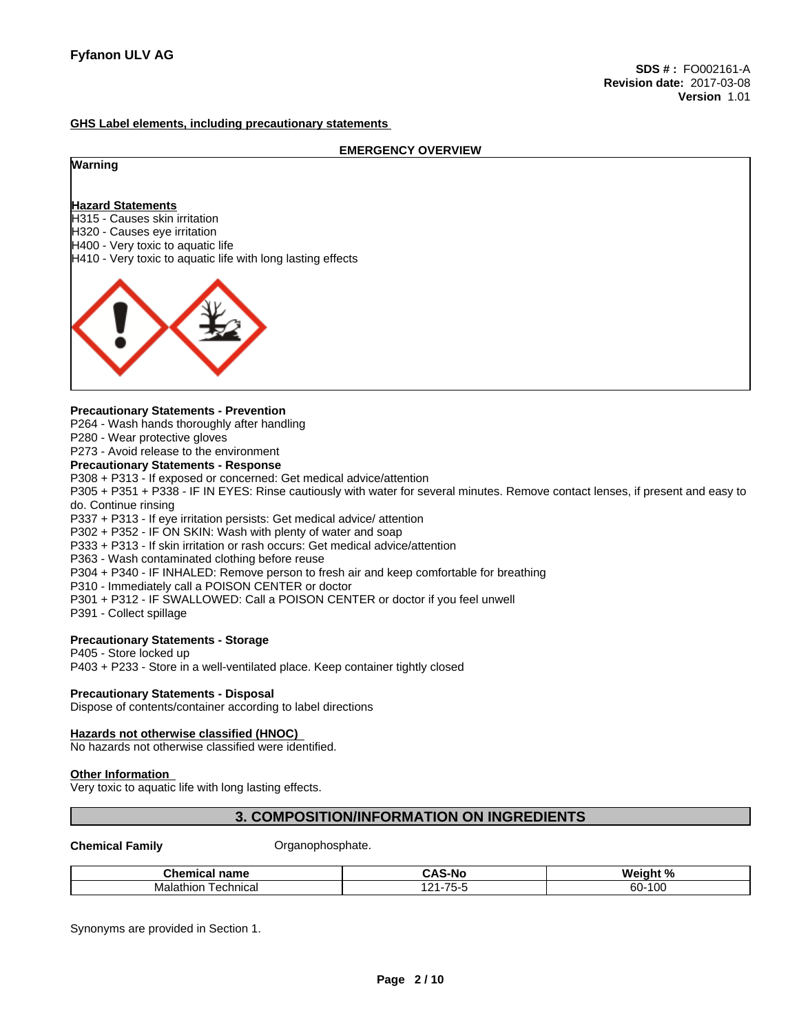**GHS Label elements, including precautionary statements**

**EMERGENCY OVERVIEW**

**Warning**

**Hazard Statements**
H315 - Causes skin irritation
H320 - Causes eye irritation
H400 - Very toxic to aquatic life
H410 - Very toxic to aquatic life with long lasting effects

**Precautionary Statements - Prevention**
P264 - Wash hands thoroughly after handling
P280 - Wear protective gloves
P273 - Avoid release to the environment

**Precautionary Statements - Response**
P308 + P313 - If exposed or concerned: Get medical advice/attention
P305 + P351 + P338 - IF IN EYES: Rinse cautiously with water for several minutes. Remove contact lenses, if present and easy to do. Continue rinsing
P337 + P313 - If eye irritation persists: Get medical advice/ attention
P302 + P352 - IF ON SKIN: Wash with plenty of water and soap
P333 + P313 - If skin irritation or rash occurs: Get medical advice/attention
P363 - Wash contaminated clothing before reuse
P304 + P340 - IF INHALED: Remove person to fresh air and keep comfortable for breathing
P310 - Immediately call a POISON CENTER or doctor
P301 + P312 - IF SWALLOWED: Call a POISON CENTER or doctor if you feel unwell
P391 - Collect spillage

**Precautionary Statements - Storage**
P405 - Store locked up
P403 + P233 - Store in a well-ventilated place. Keep container tightly closed

**Precautionary Statements - Disposal**
Dispose of contents/container according to label directions

**Hazards not otherwise classified (HNOC)**
No hazards not otherwise classified were identified.

**Other Information**
Very toxic to aquatic life with long lasting effects.

## 3. COMPOSITION/INFORMATION ON INGREDIENTS

**Chemical Family** Organophosphate.

| Chemical name | CAS-No | Weight % |
|---|---|---|
| Malathion Technical | 121-75-5 | 60-100 |

Synonyms are provided in Section 1.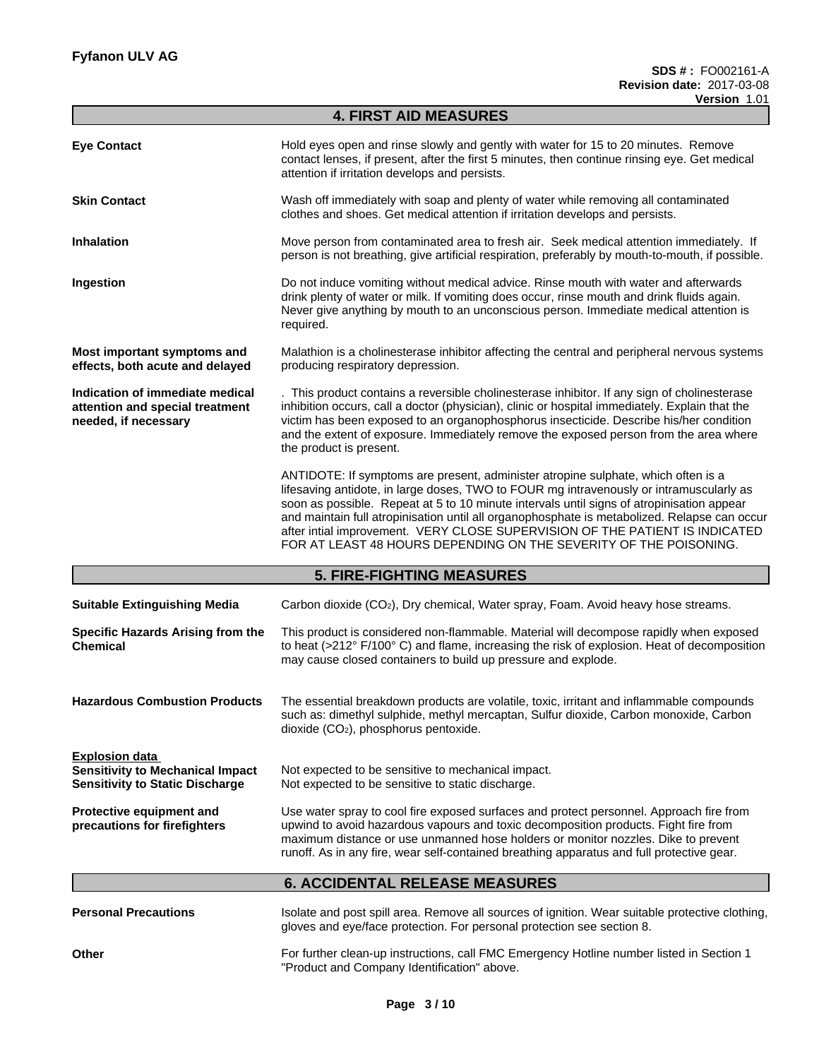## 4. FIRST AID MEASURES

**Eye Contact**
Hold eyes open and rinse slowly and gently with water for 15 to 20 minutes. Remove contact lenses, if present, after the first 5 minutes, then continue rinsing eye. Get medical attention if irritation develops and persists.

**Skin Contact**
Wash off immediately with soap and plenty of water while removing all contaminated clothes and shoes. Get medical attention if irritation develops and persists.

**Inhalation**
Move person from contaminated area to fresh air. Seek medical attention immediately. If person is not breathing, give artificial respiration, preferably by mouth-to-mouth, if possible.

**Ingestion**
Do not induce vomiting without medical advice. Rinse mouth with water and afterwards drink plenty of water or milk. If vomiting does occur, rinse mouth and drink fluids again. Never give anything by mouth to an unconscious person. Immediate medical attention is required.

**Most important symptoms and effects, both acute and delayed**
Malathion is a cholinesterase inhibitor affecting the central and peripheral nervous systems producing respiratory depression.

**Indication of immediate medical attention and special treatment needed, if necessary**
. This product contains a reversible cholinesterase inhibitor. If any sign of cholinesterase inhibition occurs, call a doctor (physician), clinic or hospital immediately. Explain that the victim has been exposed to an organophosphorus insecticide. Describe his/her condition and the extent of exposure. Immediately remove the exposed person from the area where the product is present.

ANTIDOTE: If symptoms are present, administer atropine sulphate, which often is a lifesaving antidote, in large doses, TWO to FOUR mg intravenously or intramuscularly as soon as possible. Repeat at 5 to 10 minute intervals until signs of atropinisation appear and maintain full atropinisation until all organophosphate is metabolized. Relapse can occur after intial improvement. VERY CLOSE SUPERVISION OF THE PATIENT IS INDICATED FOR AT LEAST 48 HOURS DEPENDING ON THE SEVERITY OF THE POISONING.

## 5. FIRE-FIGHTING MEASURES

**Suitable Extinguishing Media**
Carbon dioxide ($CO_2$), Dry chemical, Water spray, Foam. Avoid heavy hose streams.

**Specific Hazards Arising from the Chemical**
This product is considered non-flammable. Material will decompose rapidly when exposed to heat (>212° F/100° C) and flame, increasing the risk of explosion. Heat of decomposition may cause closed containers to build up pressure and explode.

**Hazardous Combustion Products**
The essential breakdown products are volatile, toxic, irritant and inflammable compounds such as: dimethyl sulphide, methyl mercaptan, Sulfur dioxide, Carbon monoxide, Carbon dioxide ($CO_2$), phosphorus pentoxide.

**Explosion data**
**Sensitivity to Mechanical Impact** Not expected to be sensitive to mechanical impact.
**Sensitivity to Static Discharge** Not expected to be sensitive to static discharge.

**Protective equipment and precautions for firefighters**
Use water spray to cool fire exposed surfaces and protect personnel. Approach fire from upwind to avoid hazardous vapours and toxic decomposition products. Fight fire from maximum distance or use unmanned hose holders or monitor nozzles. Dike to prevent runoff. As in any fire, wear self-contained breathing apparatus and full protective gear.

## 6. ACCIDENTAL RELEASE MEASURES

**Personal Precautions**
Isolate and post spill area. Remove all sources of ignition. Wear suitable protective clothing, gloves and eye/face protection. For personal protection see section 8.

**Other**
For further clean-up instructions, call FMC Emergency Hotline number listed in Section 1 "Product and Company Identification" above.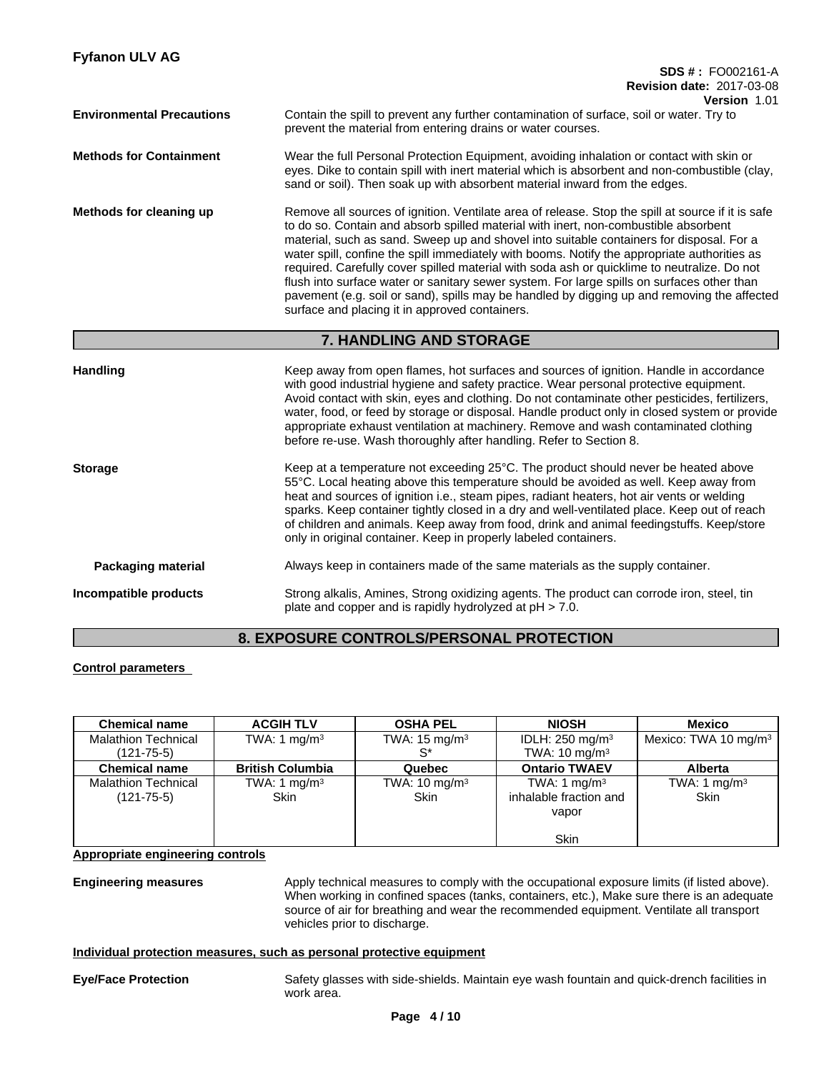**Environmental Precautions** Contain the spill to prevent any further contamination of surface, soil or water. Try to prevent the material from entering drains or water courses.

**Methods for Containment** Wear the full Personal Protection Equipment, avoiding inhalation or contact with skin or eyes. Dike to contain spill with inert material which is absorbent and non-combustible (clay, sand or soil). Then soak up with absorbent material inward from the edges.

**Methods for cleaning up** Remove all sources of ignition. Ventilate area of release. Stop the spill at source if it is safe to do so. Contain and absorb spilled material with inert, non-combustible absorbent material, such as sand. Sweep up and shovel into suitable containers for disposal. For a water spill, confine the spill immediately with booms. Notify the appropriate authorities as required. Carefully cover spilled material with soda ash or quicklime to neutralize. Do not flush into surface water or sanitary sewer system. For large spills on surfaces other than pavement (e.g. soil or sand), spills may be handled by digging up and removing the affected surface and placing it in approved containers.

## 7. HANDLING AND STORAGE

**Handling** Keep away from open flames, hot surfaces and sources of ignition. Handle in accordance with good industrial hygiene and safety practice. Wear personal protective equipment. Avoid contact with skin, eyes and clothing. Do not contaminate other pesticides, fertilizers, water, food, or feed by storage or disposal. Handle product only in closed system or provide appropriate exhaust ventilation at machinery. Remove and wash contaminated clothing before re-use. Wash thoroughly after handling. Refer to Section 8.

**Storage** Keep at a temperature not exceeding 25°C. The product should never be heated above 55°C. Local heating above this temperature should be avoided as well. Keep away from heat and sources of ignition i.e., steam pipes, radiant heaters, hot air vents or welding sparks. Keep container tightly closed in a dry and well-ventilated place. Keep out of reach of children and animals. Keep away from food, drink and animal feedingstuffs. Keep/store only in original container. Keep in properly labeled containers.

**Packaging material** Always keep in containers made of the same materials as the supply container.

**Incompatible products** Strong alkalis, Amines, Strong oxidizing agents. The product can corrode iron, steel, tin plate and copper and is rapidly hydrolyzed at pH > 7.0.

## 8. EXPOSURE CONTROLS/PERSONAL PROTECTION

**Control parameters**

| Chemical name | ACGIH TLV | OSHA PEL | NIOSH | Mexico |
|---|---|---|---|---|
| Malathion Technical (121-75-5) | TWA: 1 mg/m³ | TWA: 15 mg/m³ S* | IDLH: 250 mg/m³ TWA: 10 mg/m³ | Mexico: TWA 10 mg/m³ |
| **Chemical name** | **British Columbia** | **Quebec** | **Ontario TWAEV** | **Alberta** |
| Malathion Technical (121-75-5) | TWA: 1 mg/m³ Skin | TWA: 10 mg/m³ Skin | TWA: 1 mg/m³ inhalable fraction and vapor Skin | TWA: 1 mg/m³ Skin |

**Appropriate engineering controls**

**Engineering measures** Apply technical measures to comply with the occupational exposure limits (if listed above). When working in confined spaces (tanks, containers, etc.), Make sure there is an adequate source of air for breathing and wear the recommended equipment. Ventilate all transport vehicles prior to discharge.

**Individual protection measures, such as personal protective equipment**

**Eye/Face Protection** Safety glasses with side-shields. Maintain eye wash fountain and quick-drench facilities in work area.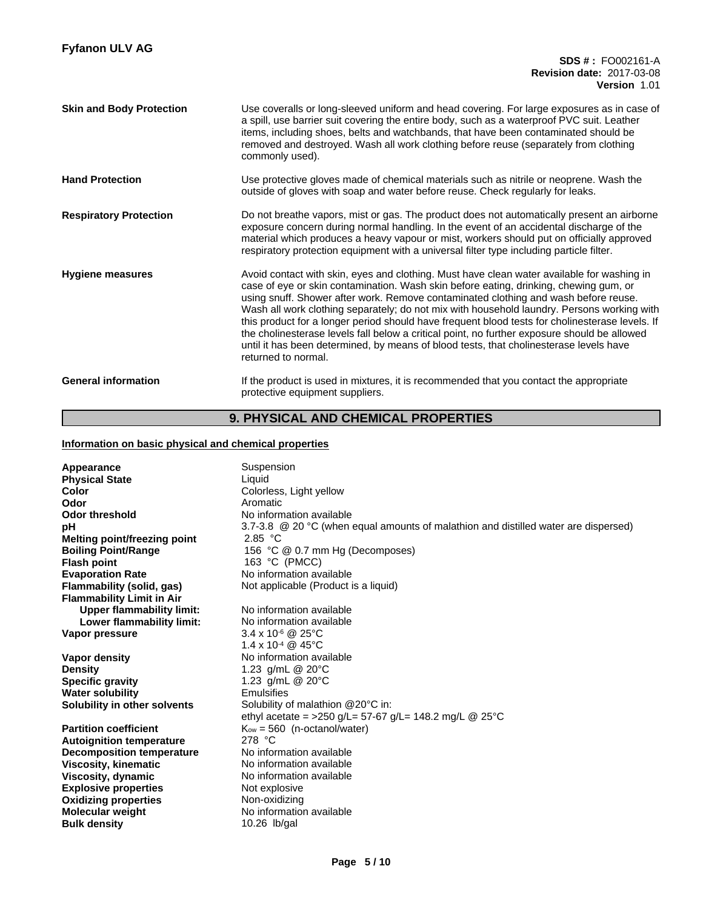| | |
|---|---|
| **Skin and Body Protection** | Use coveralls or long-sleeved uniform and head covering. For large exposures as in case of a spill, use barrier suit covering the entire body, such as a waterproof PVC suit. Leather items, including shoes, belts and watchbands, that have been contaminated should be removed and destroyed. Wash all work clothing before reuse (separately from clothing commonly used). |
| **Hand Protection** | Use protective gloves made of chemical materials such as nitrile or neoprene. Wash the outside of gloves with soap and water before reuse. Check regularly for leaks. |
| **Respiratory Protection** | Do not breathe vapors, mist or gas. The product does not automatically present an airborne exposure concern during normal handling. In the event of an accidental discharge of the material which produces a heavy vapour or mist, workers should put on officially approved respiratory protection equipment with a universal filter type including particle filter. |
| **Hygiene measures** | Avoid contact with skin, eyes and clothing. Must have clean water available for washing in case of eye or skin contamination. Wash skin before eating, drinking, chewing gum, or using snuff. Shower after work. Remove contaminated clothing and wash before reuse. Wash all work clothing separately; do not mix with household laundry. Persons working with this product for a longer period should have frequent blood tests for cholinesterase levels. If the cholinesterase levels fall below a critical point, no further exposure should be allowed until it has been determined, by means of blood tests, that cholinesterase levels have returned to normal. |
| **General information** | If the product is used in mixtures, it is recommended that you contact the appropriate protective equipment suppliers. |

## 9. PHYSICAL AND CHEMICAL PROPERTIES

**Information on basic physical and chemical properties**

| | |
|---|---|
| **Appearance** | Suspension |
| **Physical State** | Liquid |
| **Color** | Colorless, Light yellow |
| **Odor** | Aromatic |
| **Odor threshold** | No information available |
| **pH** | 3.7-3.8 @ 20 °C (when equal amounts of malathion and distilled water are dispersed) |
| **Melting point/freezing point** | 2.85 °C |
| **Boiling Point/Range** | 156 °C @ 0.7 mm Hg (Decomposes) |
| **Flash point** | 163 °C (PMCC) |
| **Evaporation Rate** | No information available |
| **Flammability (solid, gas)** | Not applicable (Product is a liquid) |
| **Flammability Limit in Air** | |
| **Upper flammability limit:** | No information available |
| **Lower flammability limit:** | No information available |
| **Vapor pressure** | $3.4 \times 10^{-6}$ @ 25°C<br>$1.4 \times 10^{-4}$ @ 45°C |
| **Vapor density** | No information available |
| **Density** | 1.23 g/mL @ 20°C |
| **Specific gravity** | 1.23 g/mL @ 20°C |
| **Water solubility** | Emulsifies |
| **Solubility in other solvents** | Solubility of malathion @20°C in:<br>ethyl acetate = >250 g/L= 57-67 g/L= 148.2 mg/L @ 25°C |
| **Partition coefficient** | $K_{ow}$ = 560 (n-octanol/water) |
| **Autoignition temperature** | 278 °C |
| **Decomposition temperature** | No information available |
| **Viscosity, kinematic** | No information available |
| **Viscosity, dynamic** | No information available |
| **Explosive properties** | Not explosive |
| **Oxidizing properties** | Non-oxidizing |
| **Molecular weight** | No information available |
| **Bulk density** | 10.26 lb/gal |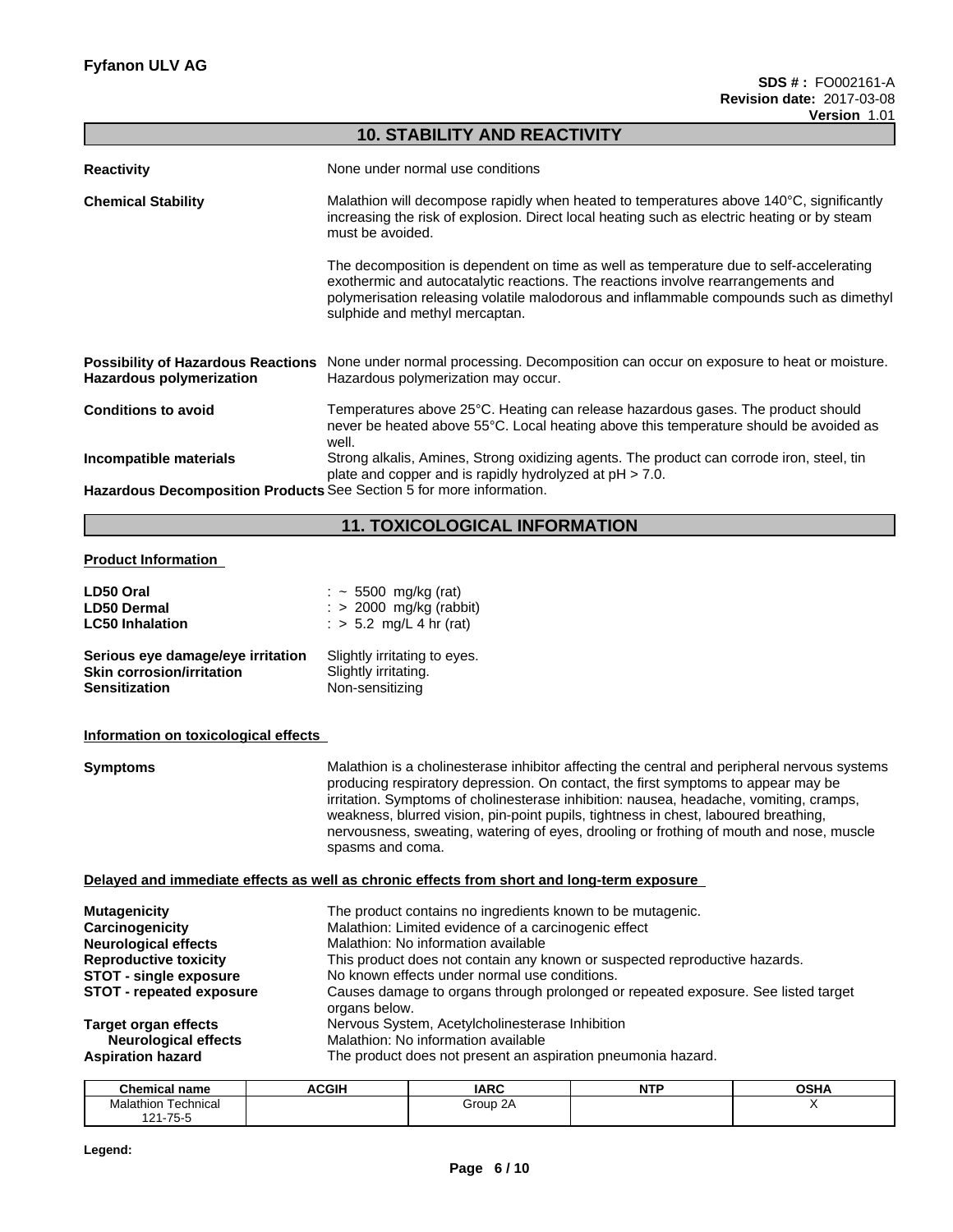## 10. STABILITY AND REACTIVITY

**Reactivity**
None under normal use conditions

**Chemical Stability**
Malathion will decompose rapidly when heated to temperatures above 140°C, significantly increasing the risk of explosion. Direct local heating such as electric heating or by steam must be avoided.

The decomposition is dependent on time as well as temperature due to self-accelerating exothermic and autocatalytic reactions. The reactions involve rearrangements and polymerisation releasing volatile malodorous and inflammable compounds such as dimethyl sulphide and methyl mercaptan.

**Possibility of Hazardous Reactions**
None under normal processing. Decomposition can occur on exposure to heat or moisture.

**Hazardous polymerization**
Hazardous polymerization may occur.

**Conditions to avoid**
Temperatures above 25°C. Heating can release hazardous gases. The product should never be heated above 55°C. Local heating above this temperature should be avoided as well.

**Incompatible materials**
Strong alkalis, Amines, Strong oxidizing agents. The product can corrode iron, steel, tin plate and copper and is rapidly hydrolyzed at pH > 7.0.

**Hazardous Decomposition Products**
See Section 5 for more information.

## 11. TOXICOLOGICAL INFORMATION

**Product Information**

**LD50 Oral** : ~ 5500 mg/kg (rat)
**LD50 Dermal** : > 2000 mg/kg (rabbit)
**LC50 Inhalation** : > 5.2 mg/L 4 hr (rat)

**Serious eye damage/eye irritation** Slightly irritating to eyes.
**Skin corrosion/irritation** Slightly irritating.
**Sensitization** Non-sensitizing

**Information on toxicological effects**

**Symptoms**
Malathion is a cholinesterase inhibitor affecting the central and peripheral nervous systems producing respiratory depression. On contact, the first symptoms to appear may be irritation. Symptoms of cholinesterase inhibition: nausea, headache, vomiting, cramps, weakness, blurred vision, pin-point pupils, tightness in chest, laboured breathing, nervousness, sweating, watering of eyes, drooling or frothing of mouth and nose, muscle spasms and coma.

**Delayed and immediate effects as well as chronic effects from short and long-term exposure**

**Mutagenicity** The product contains no ingredients known to be mutagenic.
**Carcinogenicity** Malathion: Limited evidence of a carcinogenic effect
**Neurological effects** Malathion: No information available
**Reproductive toxicity** This product does not contain any known or suspected reproductive hazards.
**STOT - single exposure** No known effects under normal use conditions.
**STOT - repeated exposure** Causes damage to organs through prolonged or repeated exposure. See listed target organs below.
**Target organ effects** Nervous System, Acetylcholinesterase Inhibition
**Neurological effects** Malathion: No information available
**Aspiration hazard** The product does not present an aspiration pneumonia hazard.

| Chemical name | ACGIH | IARC | NTP | OSHA |
|---|---|---|---|---|
| Malathion Technical 121-75-5 | | Group 2A | | X |

**Legend:**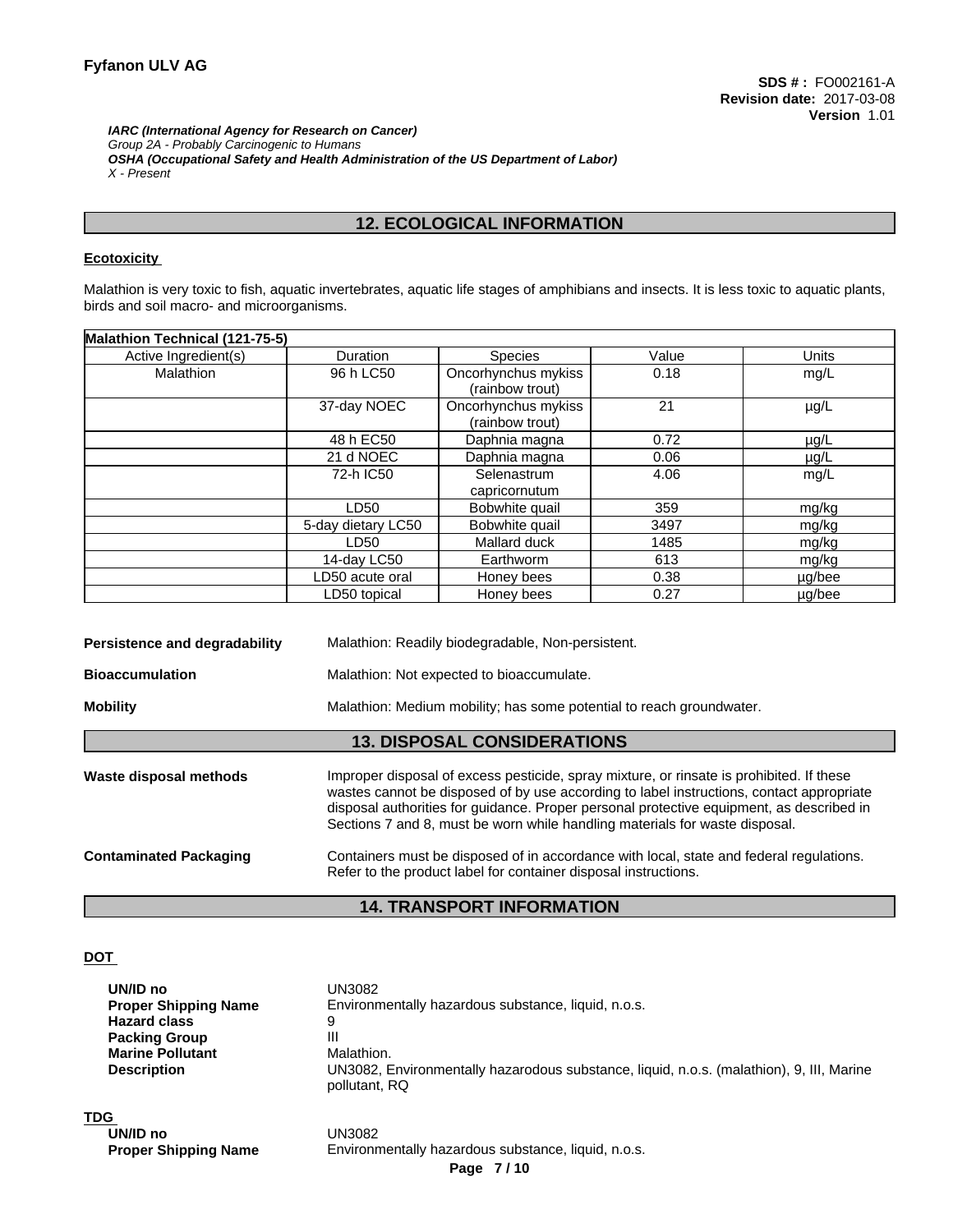*IARC (International Agency for Research on Cancer)*
*Group 2A - Probably Carcinogenic to Humans*
*OSHA (Occupational Safety and Health Administration of the US Department of Labor)*
*X - Present*

## 12. ECOLOGICAL INFORMATION

**Ecotoxicity**

Malathion is very toxic to fish, aquatic invertebrates, aquatic life stages of amphibians and insects. It is less toxic to aquatic plants, birds and soil macro- and microorganisms.

| **Malathion Technical (121-75-5)** | | | | |
|---|---|---|---|---|
| Active Ingredient(s) | Duration | Species | Value | Units |
| Malathion | 96 h LC50 | Oncorhynchus mykiss (rainbow trout) | 0.18 | mg/L |
| | 37-day NOEC | Oncorhynchus mykiss (rainbow trout) | 21 | µg/L |
| | 48 h EC50 | Daphnia magna | 0.72 | µg/L |
| | 21 d NOEC | Daphnia magna | 0.06 | µg/L |
| | 72-h IC50 | Selenastrum capricornutum | 4.06 | mg/L |
| | LD50 | Bobwhite quail | 359 | mg/kg |
| | 5-day dietary LC50 | Bobwhite quail | 3497 | mg/kg |
| | LD50 | Mallard duck | 1485 | mg/kg |
| | 14-day LC50 | Earthworm | 613 | mg/kg |
| | LD50 acute oral | Honey bees | 0.38 | µg/bee |
| | LD50 topical | Honey bees | 0.27 | µg/bee |

**Persistence and degradability** Malathion: Readily biodegradable, Non-persistent.

**Bioaccumulation** Malathion: Not expected to bioaccumulate.

**Mobility** Malathion: Medium mobility; has some potential to reach groundwater.

## 13. DISPOSAL CONSIDERATIONS

**Waste disposal methods** Improper disposal of excess pesticide, spray mixture, or rinsate is prohibited. If these wastes cannot be disposed of by use according to label instructions, contact appropriate disposal authorities for guidance. Proper personal protective equipment, as described in Sections 7 and 8, must be worn while handling materials for waste disposal.

**Contaminated Packaging** Containers must be disposed of in accordance with local, state and federal regulations. Refer to the product label for container disposal instructions.

## 14. TRANSPORT INFORMATION

**DOT**

**UN/ID no** UN3082
**Proper Shipping Name** Environmentally hazardous substance, liquid, n.o.s.
**Hazard class** 9
**Packing Group** III
**Marine Pollutant** Malathion.
**Description** UN3082, Environmentally hazarodous substance, liquid, n.o.s. (malathion), 9, III, Marine pollutant, RQ

**TDG**

**UN/ID no** UN3082
**Proper Shipping Name** Environmentally hazardous substance, liquid, n.o.s.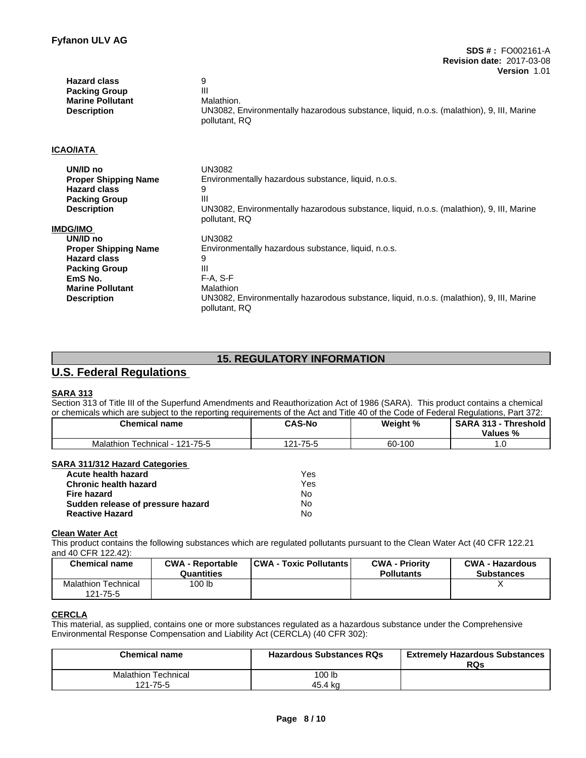| | |
|---|---|
| **Hazard class** | 9 |
| **Packing Group** | III |
| **Marine Pollutant** | Malathion. |
| **Description** | UN3082, Environmentally hazarodous substance, liquid, n.o.s. (malathion), 9, III, Marine pollutant, RQ |

**ICAO/IATA**

| | |
|---|---|
| **UN/ID no** | UN3082 |
| **Proper Shipping Name** | Environmentally hazardous substance, liquid, n.o.s. |
| **Hazard class** | 9 |
| **Packing Group** | III |
| **Description** | UN3082, Environmentally hazarodous substance, liquid, n.o.s. (malathion), 9, III, Marine pollutant, RQ |

**IMDG/IMO**

| | |
|---|---|
| **UN/ID no** | UN3082 |
| **Proper Shipping Name** | Environmentally hazardous substance, liquid, n.o.s. |
| **Hazard class** | 9 |
| **Packing Group** | III |
| **EmS No.** | F-A, S-F |
| **Marine Pollutant** | Malathion |
| **Description** | UN3082, Environmentally hazarodous substance, liquid, n.o.s. (malathion), 9, III, Marine pollutant, RQ |

## 15. REGULATORY INFORMATION

### U.S. Federal Regulations

**SARA 313**

Section 313 of Title III of the Superfund Amendments and Reauthorization Act of 1986 (SARA). This product contains a chemical or chemicals which are subject to the reporting requirements of the Act and Title 40 of the Code of Federal Regulations, Part 372:

| Chemical name | CAS-No | Weight % | SARA 313 - Threshold Values % |
|---|---|---|---|
| Malathion Technical - 121-75-5 | 121-75-5 | 60-100 | 1.0 |

**SARA 311/312 Hazard Categories**

| | |
|---|---|
| **Acute health hazard** | Yes |
| **Chronic health hazard** | Yes |
| **Fire hazard** | No |
| **Sudden release of pressure hazard** | No |
| **Reactive Hazard** | No |

**Clean Water Act**

This product contains the following substances which are regulated pollutants pursuant to the Clean Water Act (40 CFR 122.21 and 40 CFR 122.42):

| Chemical name | CWA - Reportable Quantities | CWA - Toxic Pollutants | CWA - Priority Pollutants | CWA - Hazardous Substances |
|---|---|---|---|---|
| Malathion Technical 121-75-5 | 100 lb | | | X |

**CERCLA**

This material, as supplied, contains one or more substances regulated as a hazardous substance under the Comprehensive Environmental Response Compensation and Liability Act (CERCLA) (40 CFR 302):

| Chemical name | Hazardous Substances RQs | Extremely Hazardous Substances RQs |
|---|---|---|
| Malathion Technical 121-75-5 | 100 lb 45.4 kg | |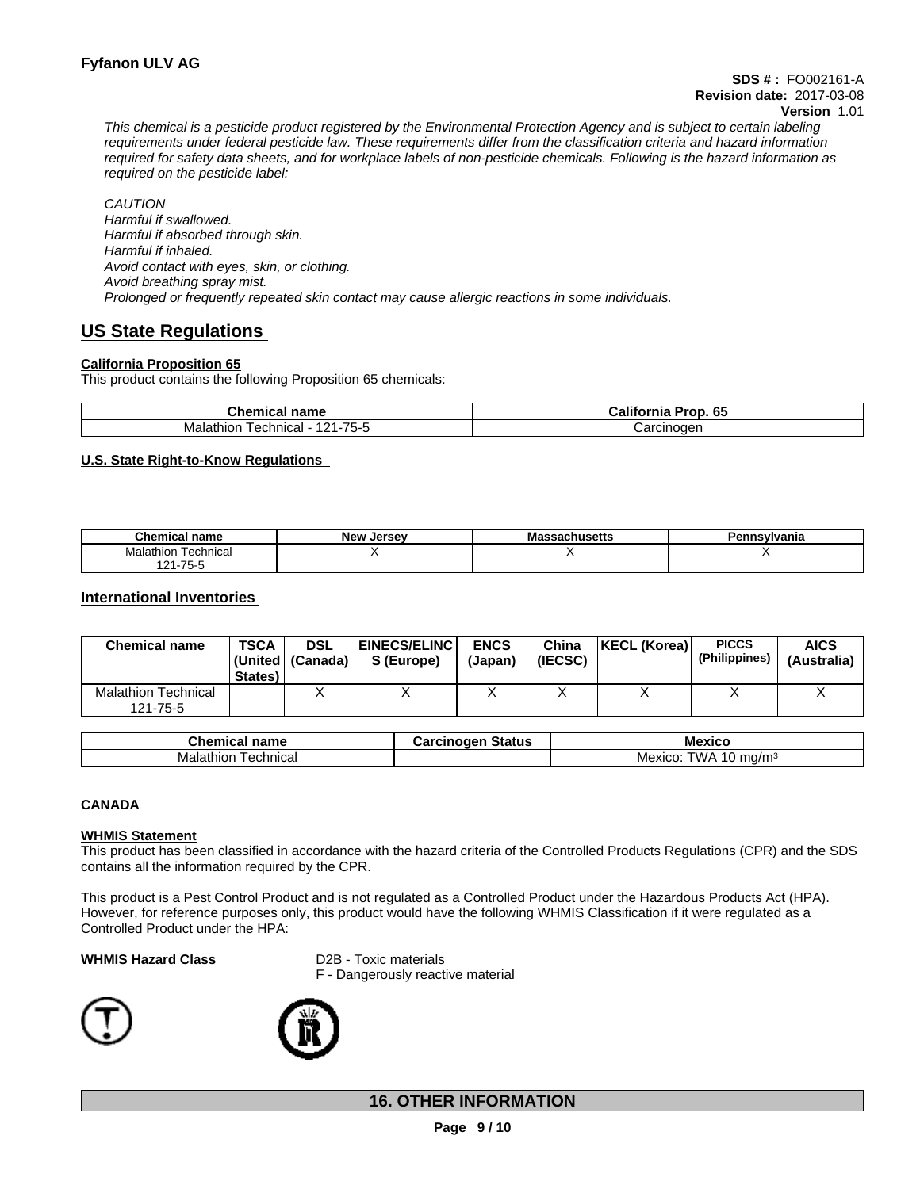*This chemical is a pesticide product registered by the Environmental Protection Agency and is subject to certain labeling requirements under federal pesticide law. These requirements differ from the classification criteria and hazard information required for safety data sheets, and for workplace labels of non-pesticide chemicals. Following is the hazard information as required on the pesticide label:*

*CAUTION*
*Harmful if swallowed.*
*Harmful if absorbed through skin.*
*Harmful if inhaled.*
*Avoid contact with eyes, skin, or clothing.*
*Avoid breathing spray mist.*
*Prolonged or frequently repeated skin contact may cause allergic reactions in some individuals.*

## US State Regulations

**California Proposition 65**

This product contains the following Proposition 65 chemicals:

| Chemical name | California Prop. 65 |
|---|---|
| Malathion Technical - 121-75-5 | Carcinogen |

**U.S. State Right-to-Know Regulations**

| Chemical name | New Jersey | Massachusetts | Pennsylvania |
|---|---|---|---|
| Malathion Technical 121-75-5 | X | X | X |

## International Inventories

| Chemical name | TSCA (United States) | DSL (Canada) | EINECS/ELINCS (Europe) | ENCS (Japan) | China (IECSC) | KECL (Korea) | PICCS (Philippines) | AICS (Australia) |
|---|---|---|---|---|---|---|---|---|
| Malathion Technical 121-75-5 | | X | X | X | X | X | X | X |

| Chemical name | Carcinogen Status | Mexico |
|---|---|---|
| Malathion Technical | | Mexico: TWA 10 mg/m³ |

**CANADA**

**WHMIS Statement**

This product has been classified in accordance with the hazard criteria of the Controlled Products Regulations (CPR) and the SDS contains all the information required by the CPR.

This product is a Pest Control Product and is not regulated as a Controlled Product under the Hazardous Products Act (HPA). However, for reference purposes only, this product would have the following WHMIS Classification if it were regulated as a Controlled Product under the HPA:

**WHMIS Hazard Class**
D2B - Toxic materials
F - Dangerously reactive material

## 16. OTHER INFORMATION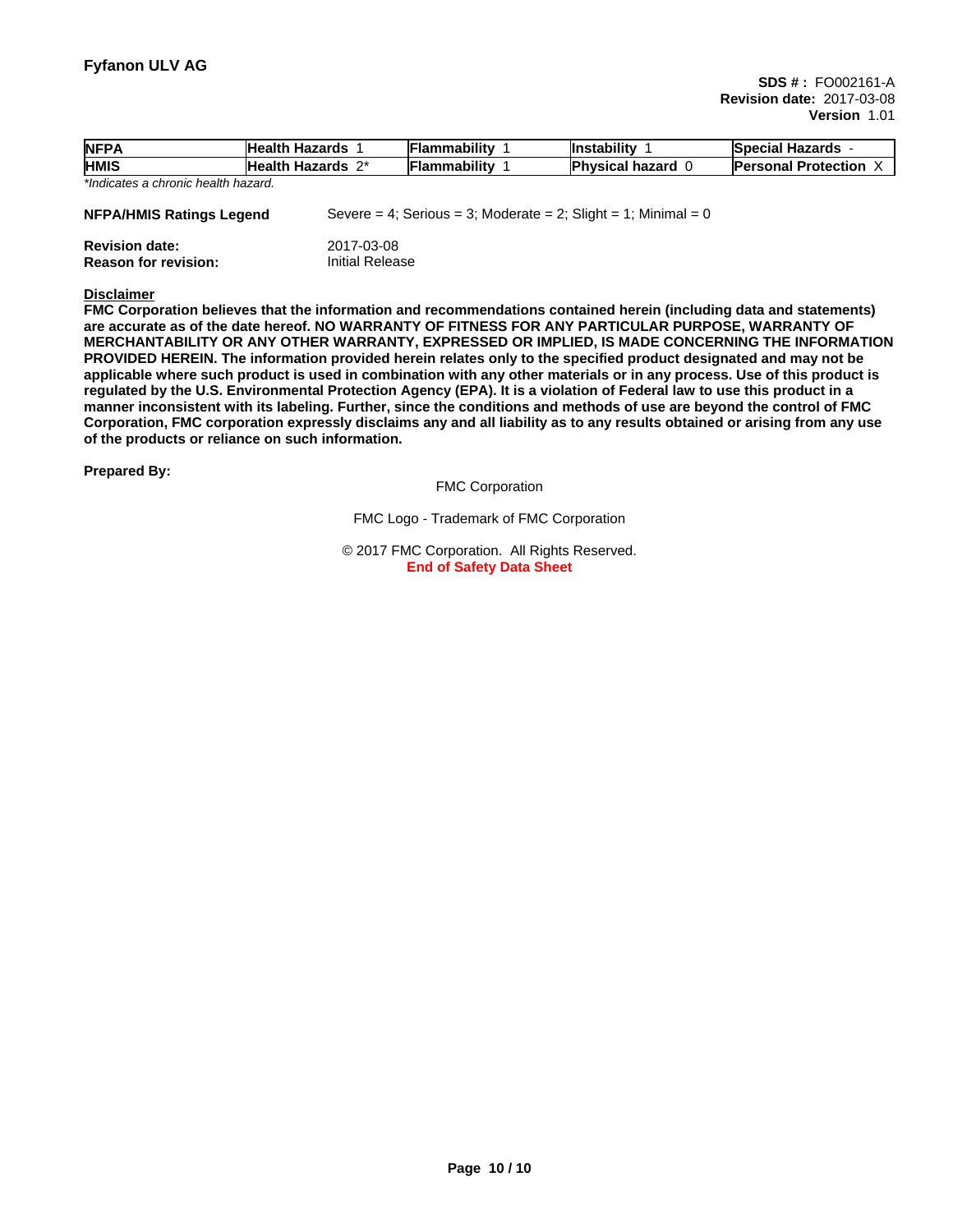| | | | | |
|---|---|---|---|---|
| **NFPA** | **Health Hazards** 1 | **Flammability** 1 | **Instability** 1 | **Special Hazards** - |
| **HMIS** | **Health Hazards** 2* | **Flammability** 1 | **Physical hazard** 0 | **Personal Protection** X |

*\*Indicates a chronic health hazard.*

**NFPA/HMIS Ratings Legend** Severe = 4; Serious = 3; Moderate = 2; Slight = 1; Minimal = 0

**Revision date:** 2017-03-08
**Reason for revision:** Initial Release

**Disclaimer**

**FMC Corporation believes that the information and recommendations contained herein (including data and statements) are accurate as of the date hereof. NO WARRANTY OF FITNESS FOR ANY PARTICULAR PURPOSE, WARRANTY OF MERCHANTABILITY OR ANY OTHER WARRANTY, EXPRESSED OR IMPLIED, IS MADE CONCERNING THE INFORMATION PROVIDED HEREIN. The information provided herein relates only to the specified product designated and may not be applicable where such product is used in combination with any other materials or in any process. Use of this product is regulated by the U.S. Environmental Protection Agency (EPA). It is a violation of Federal law to use this product in a manner inconsistent with its labeling. Further, since the conditions and methods of use are beyond the control of FMC Corporation, FMC corporation expressly disclaims any and all liability as to any results obtained or arising from any use of the products or reliance on such information.**

**Prepared By:**

FMC Corporation

FMC Logo - Trademark of FMC Corporation

© 2017 FMC Corporation. All Rights Reserved.

**End of Safety Data Sheet**